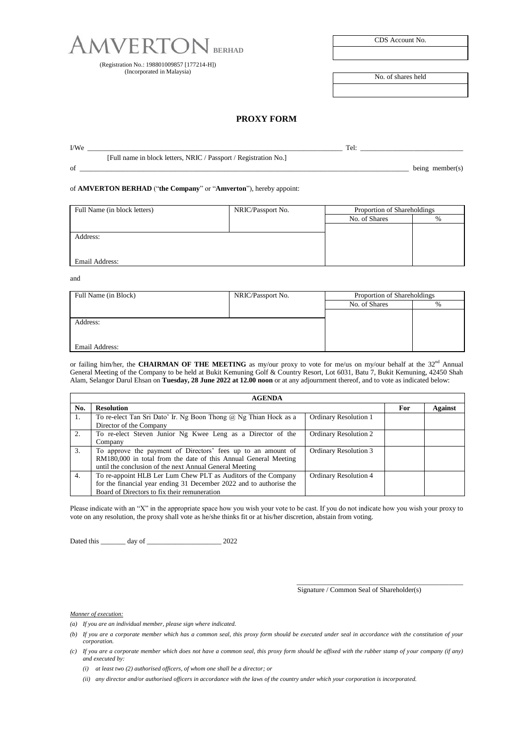**AMVERTON BERHAD**

(Registration No.: 198801009857 [177214-H])
(Incorporated in Malaysia)

| CDS Account No. |
| --- |
| |

| No. of shares held |
| --- |
| |

# PROXY FORM

I/We ______________________________________________________________________________ Tel: ______________________________
[Full name in block letters, NRIC / Passport / Registration No.]

of ______________________________________________________________________________________________________ being member(s)

of **AMVERTON BERHAD** ("**the Company**" or "**Amverton**"), hereby appoint:

| Full Name (in block letters) | NRIC/Passport No. | Proportion of Shareholdings | |
| --- | --- | --- | --- |
| | | No. of Shares | % |
| Address: | | | |
| Email Address: | | | |

and

| Full Name (in Block) | NRIC/Passport No. | Proportion of Shareholdings | |
| --- | --- | --- | --- |
| | | No. of Shares | % |
| Address: | | | |
| Email Address: | | | |

or failing him/her, the **CHAIRMAN OF THE MEETING** as my/our proxy to vote for me/us on my/our behalf at the 32nd Annual General Meeting of the Company to be held at Bukit Kemuning Golf & Country Resort, Lot 6031, Batu 7, Bukit Kemuning, 42450 Shah Alam, Selangor Darul Ehsan on **Tuesday, 28 June 2022 at 12.00 noon** or at any adjournment thereof, and to vote as indicated below:

| **AGENDA** | | | | |
| --- | --- | --- | --- | --- |
| **No.** | **Resolution** | | **For** | **Against** |
| 1. | To re-elect Tan Sri Dato' Ir. Ng Boon Thong @ Ng Thian Hock as a Director of the Company | Ordinary Resolution 1 | | |
| 2. | To re-elect Steven Junior Ng Kwee Leng as a Director of the Company | Ordinary Resolution 2 | | |
| 3. | To approve the payment of Directors' fees up to an amount of RM180,000 in total from the date of this Annual General Meeting until the conclusion of the next Annual General Meeting | Ordinary Resolution 3 | | |
| 4. | To re-appoint HLB Ler Lum Chew PLT as Auditors of the Company for the financial year ending 31 December 2022 and to authorise the Board of Directors to fix their remuneration | Ordinary Resolution 4 | | |

Please indicate with an "X" in the appropriate space how you wish your vote to be cast. If you do not indicate how you wish your proxy to vote on any resolution, the proxy shall vote as he/she thinks fit or at his/her discretion, abstain from voting.

Dated this _______ day of _____________________ 2022

_______________________________________________
Signature / Common Seal of Shareholder(s)

*Manner of execution:*

*(a) If you are an individual member, please sign where indicated.*

*(b) If you are a corporate member which has a common seal, this proxy form should be executed under seal in accordance with the constitution of your corporation.*

*(c) If you are a corporate member which does not have a common seal, this proxy form should be affixed with the rubber stamp of your company (if any) and executed by:*

*(i) at least two (2) authorised officers, of whom one shall be a director; or*

*(ii) any director and/or authorised officers in accordance with the laws of the country under which your corporation is incorporated.*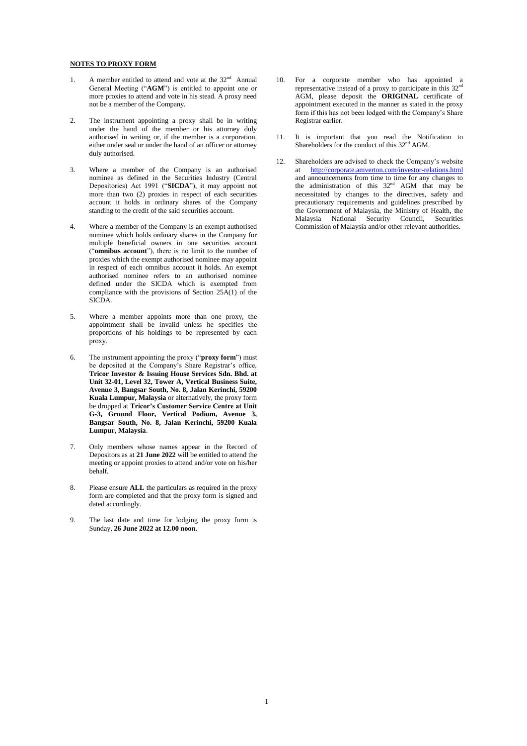**NOTES TO PROXY FORM**

1. A member entitled to attend and vote at the 32nd Annual General Meeting ("**AGM**") is entitled to appoint one or more proxies to attend and vote in his stead. A proxy need not be a member of the Company.

2. The instrument appointing a proxy shall be in writing under the hand of the member or his attorney duly authorised in writing or, if the member is a corporation, either under seal or under the hand of an officer or attorney duly authorised.

3. Where a member of the Company is an authorised nominee as defined in the Securities Industry (Central Depositories) Act 1991 ("**SICDA**"), it may appoint not more than two (2) proxies in respect of each securities account it holds in ordinary shares of the Company standing to the credit of the said securities account.

4. Where a member of the Company is an exempt authorised nominee which holds ordinary shares in the Company for multiple beneficial owners in one securities account ("**omnibus account**"), there is no limit to the number of proxies which the exempt authorised nominee may appoint in respect of each omnibus account it holds. An exempt authorised nominee refers to an authorised nominee defined under the SICDA which is exempted from compliance with the provisions of Section 25A(1) of the SICDA.

5. Where a member appoints more than one proxy, the appointment shall be invalid unless he specifies the proportions of his holdings to be represented by each proxy.

6. The instrument appointing the proxy ("**proxy form**") must be deposited at the Company's Share Registrar's office, **Tricor Investor & Issuing House Services Sdn. Bhd. at Unit 32-01, Level 32, Tower A, Vertical Business Suite, Avenue 3, Bangsar South, No. 8, Jalan Kerinchi, 59200 Kuala Lumpur, Malaysia** or alternatively, the proxy form be dropped at **Tricor's Customer Service Centre at Unit G-3, Ground Floor, Vertical Podium, Avenue 3, Bangsar South, No. 8, Jalan Kerinchi, 59200 Kuala Lumpur, Malaysia**.

7. Only members whose names appear in the Record of Depositors as at **21 June 2022** will be entitled to attend the meeting or appoint proxies to attend and/or vote on his/her behalf.

8. Please ensure **ALL** the particulars as required in the proxy form are completed and that the proxy form is signed and dated accordingly.

9. The last date and time for lodging the proxy form is Sunday, **26 June 2022 at 12.00 noon**.

10. For a corporate member who has appointed a representative instead of a proxy to participate in this 32nd AGM, please deposit the **ORIGINAL** certificate of appointment executed in the manner as stated in the proxy form if this has not been lodged with the Company's Share Registrar earlier.

11. It is important that you read the Notification to Shareholders for the conduct of this 32nd AGM.

12. Shareholders are advised to check the Company's website at http://corporate.amverton.com/investor-relations.html and announcements from time to time for any changes to the administration of this 32nd AGM that may be necessitated by changes to the directives, safety and precautionary requirements and guidelines prescribed by the Government of Malaysia, the Ministry of Health, the Malaysia National Security Council, Securities Commission of Malaysia and/or other relevant authorities.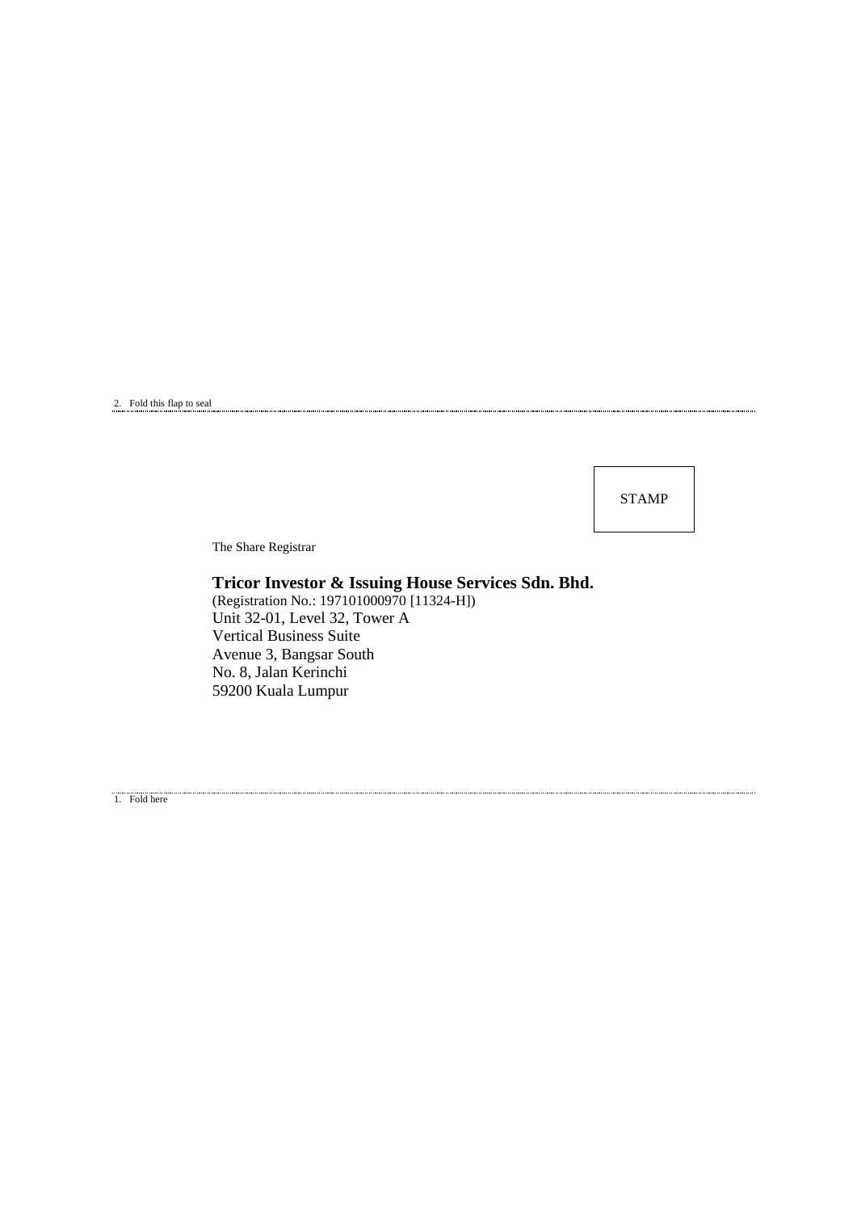2. Fold this flap to seal

STAMP

The Share Registrar

**Tricor Investor & Issuing House Services Sdn. Bhd.**
(Registration No.: 197101000970 [11324-H])
Unit 32-01, Level 32, Tower A
Vertical Business Suite
Avenue 3, Bangsar South
No. 8, Jalan Kerinchi
59200 Kuala Lumpur

1. Fold here